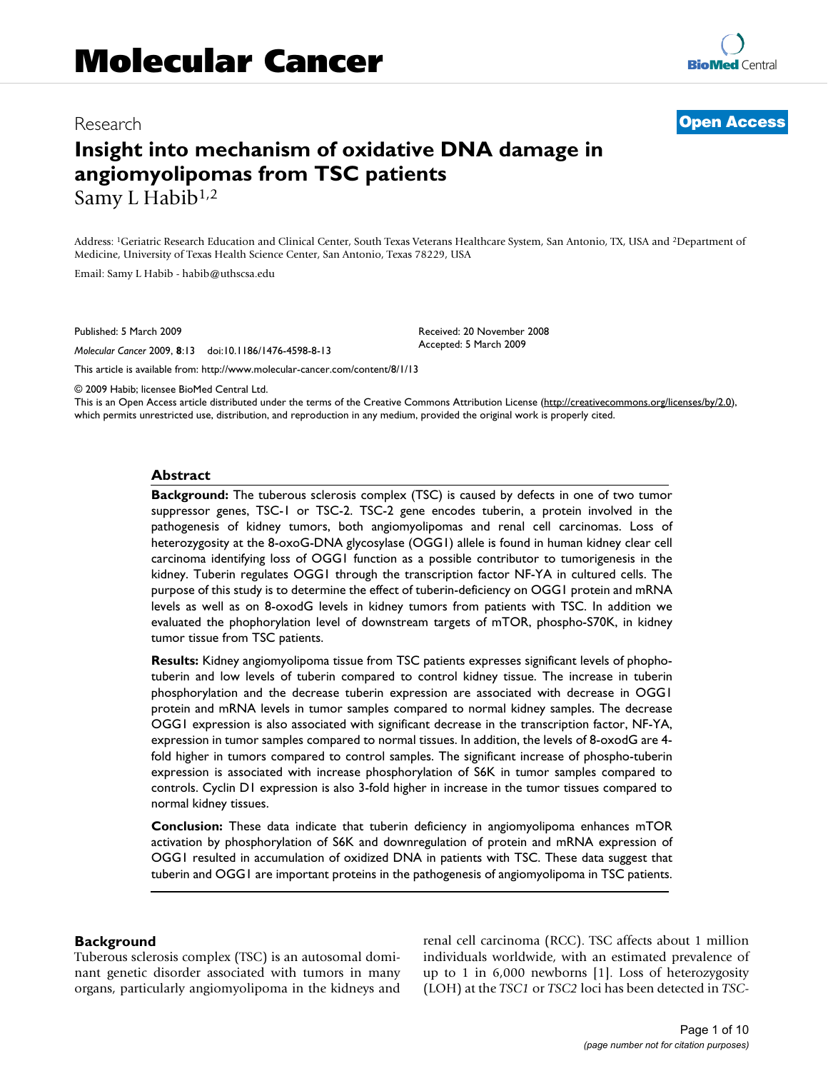# Molecular Cancer

Research

**Open Access**

# Insight into mechanism of oxidative DNA damage in angiomyolipomas from TSC patients

Samy L Habib[1,2]

Address: [1]Geriatric Research Education and Clinical Center, South Texas Veterans Healthcare System, San Antonio, TX, USA and [2]Department of Medicine, University of Texas Health Science Center, San Antonio, Texas 78229, USA

Email: Samy L Habib - habib@uthscsa.edu

Published: 5 March 2009

*Molecular Cancer* 2009, **8**:13 doi:10.1186/1476-4598-8-13

Received: 20 November 2008
Accepted: 5 March 2009

This article is available from: http://www.molecular-cancer.com/content/8/1/13

© 2009 Habib; licensee BioMed Central Ltd.
This is an Open Access article distributed under the terms of the Creative Commons Attribution License (http://creativecommons.org/licenses/by/2.0), which permits unrestricted use, distribution, and reproduction in any medium, provided the original work is properly cited.

## Abstract

**Background:** The tuberous sclerosis complex (TSC) is caused by defects in one of two tumor suppressor genes, TSC-1 or TSC-2. TSC-2 gene encodes tuberin, a protein involved in the pathogenesis of kidney tumors, both angiomyolipomas and renal cell carcinomas. Loss of heterozygosity at the 8-oxoG-DNA glycosylase (OGG1) allele is found in human kidney clear cell carcinoma identifying loss of OGG1 function as a possible contributor to tumorigenesis in the kidney. Tuberin regulates OGG1 through the transcription factor NF-YA in cultured cells. The purpose of this study is to determine the effect of tuberin-deficiency on OGG1 protein and mRNA levels as well as on 8-oxodG levels in kidney tumors from patients with TSC. In addition we evaluated the phophorylation level of downstream targets of mTOR, phospho-S70K, in kidney tumor tissue from TSC patients.

**Results:** Kidney angiomyolipoma tissue from TSC patients expresses significant levels of phopho-tuberin and low levels of tuberin compared to control kidney tissue. The increase in tuberin phosphorylation and the decrease tuberin expression are associated with decrease in OGG1 protein and mRNA levels in tumor samples compared to normal kidney samples. The decrease OGG1 expression is also associated with significant decrease in the transcription factor, NF-YA, expression in tumor samples compared to normal tissues. In addition, the levels of 8-oxodG are 4-fold higher in tumors compared to control samples. The significant increase of phospho-tuberin expression is associated with increase phosphorylation of S6K in tumor samples compared to controls. Cyclin D1 expression is also 3-fold higher in increase in the tumor tissues compared to normal kidney tissues.

**Conclusion:** These data indicate that tuberin deficiency in angiomyolipoma enhances mTOR activation by phosphorylation of S6K and downregulation of protein and mRNA expression of OGG1 resulted in accumulation of oxidized DNA in patients with TSC. These data suggest that tuberin and OGG1 are important proteins in the pathogenesis of angiomyolipoma in TSC patients.

## Background

Tuberous sclerosis complex (TSC) is an autosomal dominant genetic disorder associated with tumors in many organs, particularly angiomyolipoma in the kidneys and renal cell carcinoma (RCC). TSC affects about 1 million individuals worldwide, with an estimated prevalence of up to 1 in 6,000 newborns [1]. Loss of heterozygosity (LOH) at the *TSC1* or *TSC2* loci has been detected in *TSC*-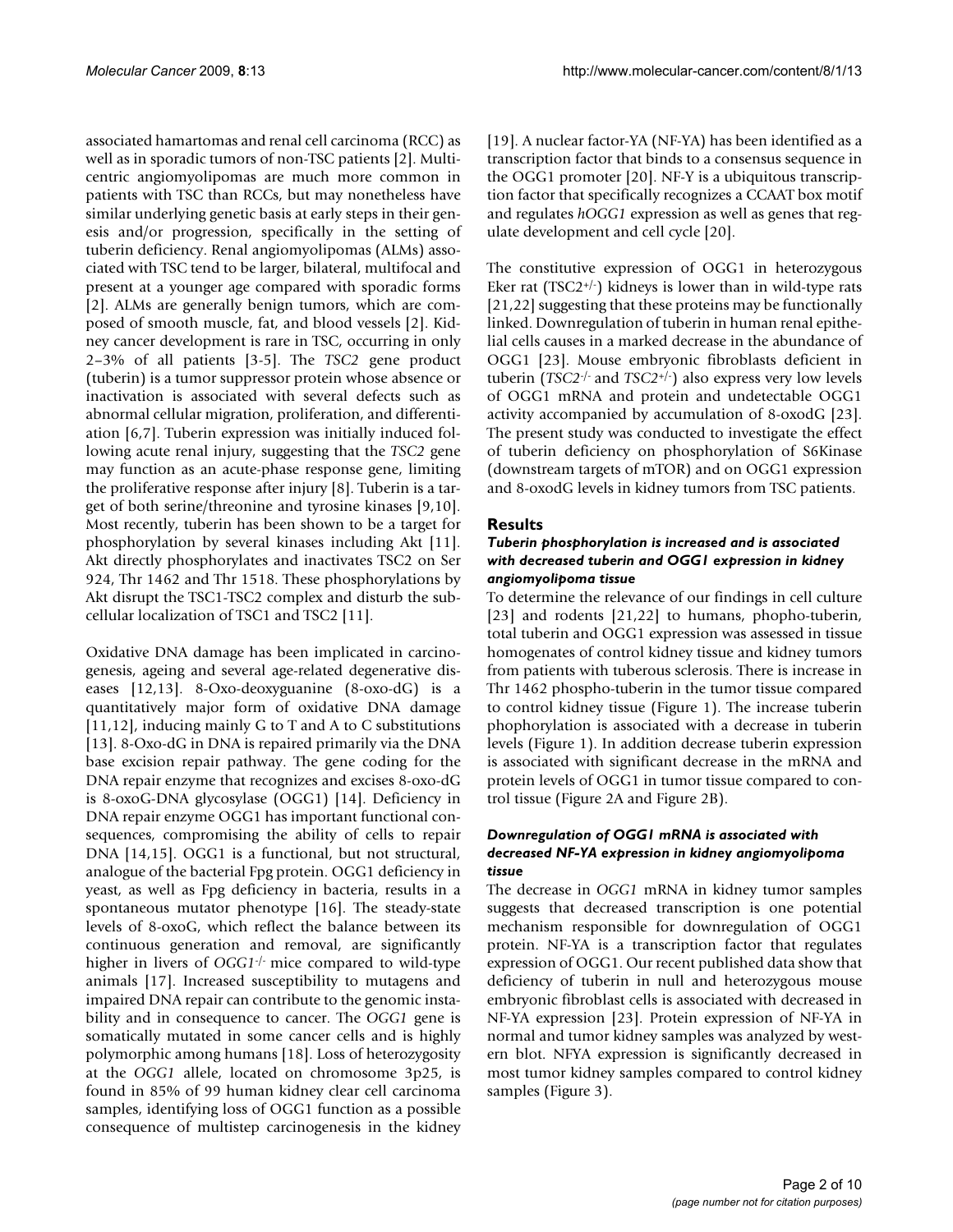associated hamartomas and renal cell carcinoma (RCC) as well as in sporadic tumors of non-TSC patients [2]. Multicentric angiomyolipomas are much more common in patients with TSC than RCCs, but may nonetheless have similar underlying genetic basis at early steps in their genesis and/or progression, specifically in the setting of tuberin deficiency. Renal angiomyolipomas (ALMs) associated with TSC tend to be larger, bilateral, multifocal and present at a younger age compared with sporadic forms [2]. ALMs are generally benign tumors, which are composed of smooth muscle, fat, and blood vessels [2]. Kidney cancer development is rare in TSC, occurring in only 2–3% of all patients [3-5]. The *TSC2* gene product (tuberin) is a tumor suppressor protein whose absence or inactivation is associated with several defects such as abnormal cellular migration, proliferation, and differentiation [6,7]. Tuberin expression was initially induced following acute renal injury, suggesting that the *TSC2* gene may function as an acute-phase response gene, limiting the proliferative response after injury [8]. Tuberin is a target of both serine/threonine and tyrosine kinases [9,10]. Most recently, tuberin has been shown to be a target for phosphorylation by several kinases including Akt [11]. Akt directly phosphorylates and inactivates TSC2 on Ser 924, Thr 1462 and Thr 1518. These phosphorylations by Akt disrupt the TSC1-TSC2 complex and disturb the subcellular localization of TSC1 and TSC2 [11].

Oxidative DNA damage has been implicated in carcinogenesis, ageing and several age-related degenerative diseases [12,13]. 8-Oxo-deoxyguanine (8-oxo-dG) is a quantitatively major form of oxidative DNA damage [11,12], inducing mainly G to T and A to C substitutions [13]. 8-Oxo-dG in DNA is repaired primarily via the DNA base excision repair pathway. The gene coding for the DNA repair enzyme that recognizes and excises 8-oxo-dG is 8-oxoG-DNA glycosylase (OGG1) [14]. Deficiency in DNA repair enzyme OGG1 has important functional consequences, compromising the ability of cells to repair DNA [14,15]. OGG1 is a functional, but not structural, analogue of the bacterial Fpg protein. OGG1 deficiency in yeast, as well as Fpg deficiency in bacteria, results in a spontaneous mutator phenotype [16]. The steady-state levels of 8-oxoG, which reflect the balance between its continuous generation and removal, are significantly higher in livers of *OGG1*$^{-/-}$ mice compared to wild-type animals [17]. Increased susceptibility to mutagens and impaired DNA repair can contribute to the genomic instability and in consequence to cancer. The *OGG1* gene is somatically mutated in some cancer cells and is highly polymorphic among humans [18]. Loss of heterozygosity at the *OGG1* allele, located on chromosome 3p25, is found in 85% of 99 human kidney clear cell carcinoma samples, identifying loss of OGG1 function as a possible consequence of multistep carcinogenesis in the kidney [19]. A nuclear factor-YA (NF-YA) has been identified as a transcription factor that binds to a consensus sequence in the OGG1 promoter [20]. NF-Y is a ubiquitous transcription factor that specifically recognizes a CCAAT box motif and regulates *hOGG1* expression as well as genes that regulate development and cell cycle [20].

The constitutive expression of OGG1 in heterozygous Eker rat (TSC2$^{+/-}$) kidneys is lower than in wild-type rats [21,22] suggesting that these proteins may be functionally linked. Downregulation of tuberin in human renal epithelial cells causes in a marked decrease in the abundance of OGG1 [23]. Mouse embryonic fibroblasts deficient in tuberin (*TSC2*$^{-/-}$ and *TSC2*$^{+/-}$) also express very low levels of OGG1 mRNA and protein and undetectable OGG1 activity accompanied by accumulation of 8-oxodG [23]. The present study was conducted to investigate the effect of tuberin deficiency on phosphorylation of S6Kinase (downstream targets of mTOR) and on OGG1 expression and 8-oxodG levels in kidney tumors from TSC patients.

## Results

### *Tuberin phosphorylation is increased and is associated with decreased tuberin and OGG1 expression in kidney angiomyolipoma tissue*

To determine the relevance of our findings in cell culture [23] and rodents [21,22] to humans, phopho-tuberin, total tuberin and OGG1 expression was assessed in tissue homogenates of control kidney tissue and kidney tumors from patients with tuberous sclerosis. There is increase in Thr 1462 phospho-tuberin in the tumor tissue compared to control kidney tissue (Figure 1). The increase tuberin phophorylation is associated with a decrease in tuberin levels (Figure 1). In addition decrease tuberin expression is associated with significant decrease in the mRNA and protein levels of OGG1 in tumor tissue compared to control tissue (Figure 2A and Figure 2B).

### *Downregulation of OGG1 mRNA is associated with decreased NF-YA expression in kidney angiomyolipoma tissue*

The decrease in *OGG1* mRNA in kidney tumor samples suggests that decreased transcription is one potential mechanism responsible for downregulation of OGG1 protein. NF-YA is a transcription factor that regulates expression of OGG1. Our recent published data show that deficiency of tuberin in null and heterozygous mouse embryonic fibroblast cells is associated with decreased in NF-YA expression [23]. Protein expression of NF-YA in normal and tumor kidney samples was analyzed by western blot. NFYA expression is significantly decreased in most tumor kidney samples compared to control kidney samples (Figure 3).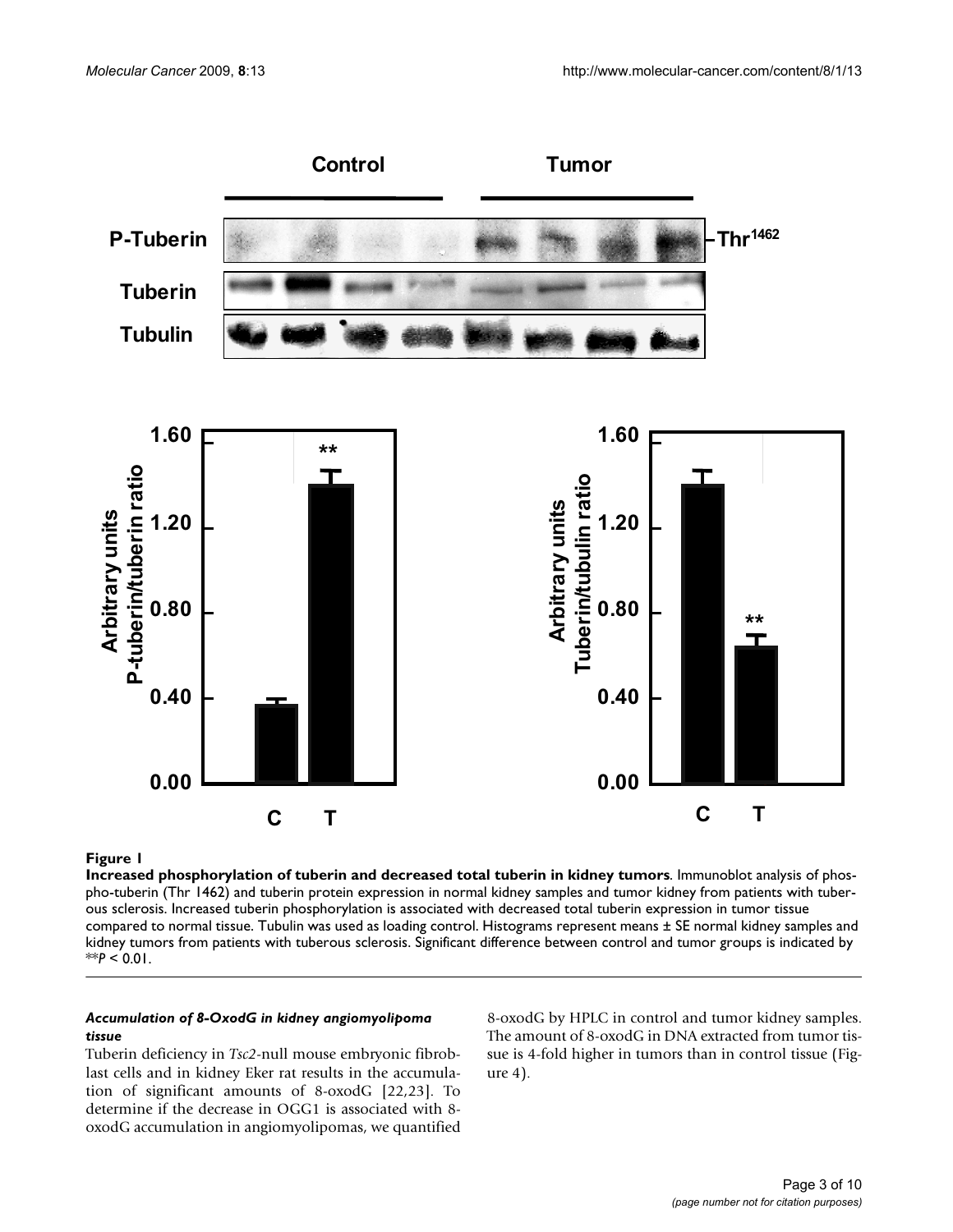**Figure 1**

**Increased phosphorylation of tuberin and decreased total tuberin in kidney tumors**. Immunoblot analysis of phospho-tuberin (Thr 1462) and tuberin protein expression in normal kidney samples and tumor kidney from patients with tuberous sclerosis. Increased tuberin phosphorylation is associated with decreased total tuberin expression in tumor tissue compared to normal tissue. Tubulin was used as loading control. Histograms represent means ± SE normal kidney samples and kidney tumors from patients with tuberous sclerosis. Significant difference between control and tumor groups is indicated by $^{**}P < 0.01$.

### *Accumulation of 8-OxodG in kidney angiomyolipoma tissue*

Tuberin deficiency in *Tsc2*-null mouse embryonic fibroblast cells and in kidney Eker rat results in the accumulation of significant amounts of 8-oxodG [22,23]. To determine if the decrease in OGG1 is associated with 8-oxodG accumulation in angiomyolipomas, we quantified 8-oxodG by HPLC in control and tumor kidney samples. The amount of 8-oxodG in DNA extracted from tumor tissue is 4-fold higher in tumors than in control tissue (Figure 4).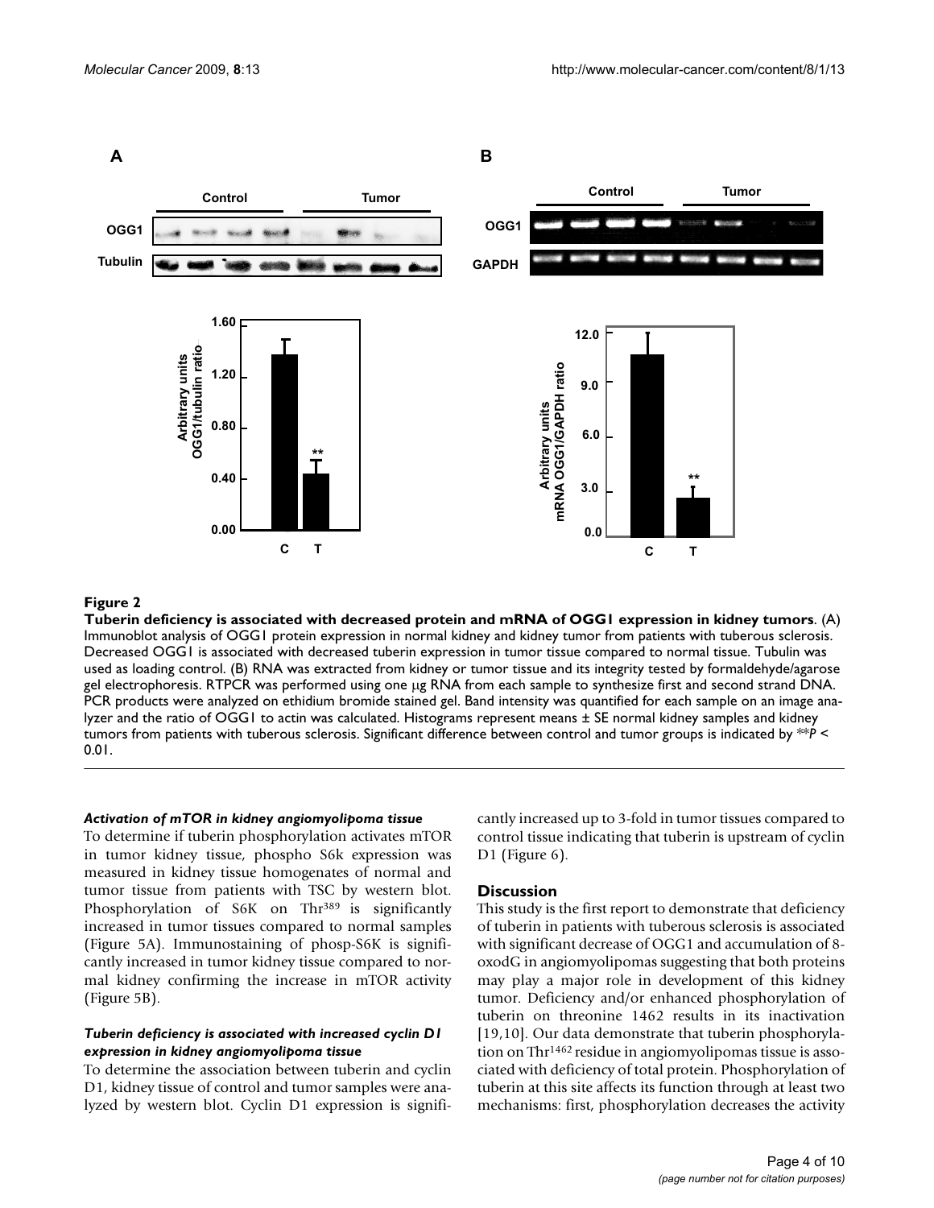**Figure 2**

**Tuberin deficiency is associated with decreased protein and mRNA of OGG1 expression in kidney tumors**. (A) Immunoblot analysis of OGG1 protein expression in normal kidney and kidney tumor from patients with tuberous sclerosis. Decreased OGG1 is associated with decreased tuberin expression in tumor tissue compared to normal tissue. Tubulin was used as loading control. (B) RNA was extracted from kidney or tumor tissue and its integrity tested by formaldehyde/agarose gel electrophoresis. RTPCR was performed using one μg RNA from each sample to synthesize first and second strand DNA. PCR products were analyzed on ethidium bromide stained gel. Band intensity was quantified for each sample on an image analyzer and the ratio of OGG1 to actin was calculated. Histograms represent means ± SE normal kidney samples and kidney tumors from patients with tuberous sclerosis. Significant difference between control and tumor groups is indicated by ***P* < 0.01.

#### *Activation of mTOR in kidney angiomyolipoma tissue*

To determine if tuberin phosphorylation activates mTOR in tumor kidney tissue, phospho S6k expression was measured in kidney tissue homogenates of normal and tumor tissue from patients with TSC by western blot. Phosphorylation of S6K on Thr[389] is significantly increased in tumor tissues compared to normal samples (Figure 5A). Immunostaining of phosp-S6K is significantly increased in tumor kidney tissue compared to normal kidney confirming the increase in mTOR activity (Figure 5B).

#### *Tuberin deficiency is associated with increased cyclin D1 expression in kidney angiomyolipoma tissue*

To determine the association between tuberin and cyclin D1, kidney tissue of control and tumor samples were analyzed by western blot. Cyclin D1 expression is significantly increased up to 3-fold in tumor tissues compared to control tissue indicating that tuberin is upstream of cyclin D1 (Figure 6).

## Discussion

This study is the first report to demonstrate that deficiency of tuberin in patients with tuberous sclerosis is associated with significant decrease of OGG1 and accumulation of 8-oxodG in angiomyolipomas suggesting that both proteins may play a major role in development of this kidney tumor. Deficiency and/or enhanced phosphorylation of tuberin on threonine 1462 results in its inactivation [19,10]. Our data demonstrate that tuberin phosphorylation on Thr[1462] residue in angiomyolipomas tissue is associated with deficiency of total protein. Phosphorylation of tuberin at this site affects its function through at least two mechanisms: first, phosphorylation decreases the activity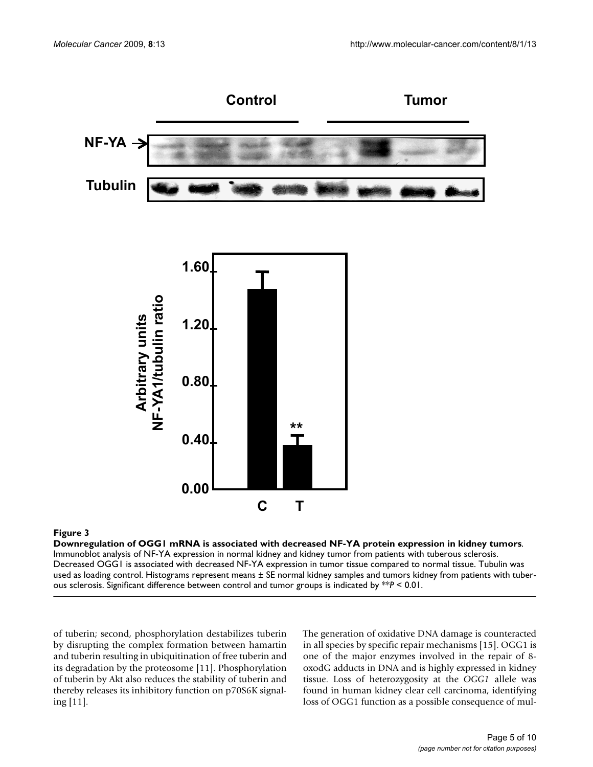**Figure 3**

**Downregulation of OGG1 mRNA is associated with decreased NF-YA protein expression in kidney tumors**. Immunoblot analysis of NF-YA expression in normal kidney and kidney tumor from patients with tuberous sclerosis. Decreased OGG1 is associated with decreased NF-YA expression in tumor tissue compared to normal tissue. Tubulin was used as loading control. Histograms represent means ± SE normal kidney samples and tumors kidney from patients with tuberous sclerosis. Significant difference between control and tumor groups is indicated by **$P < 0.01$.

of tuberin; second, phosphorylation destabilizes tuberin by disrupting the complex formation between hamartin and tuberin resulting in ubiquitination of free tuberin and its degradation by the proteosome [11]. Phosphorylation of tuberin by Akt also reduces the stability of tuberin and thereby releases its inhibitory function on p70S6K signaling [11].

The generation of oxidative DNA damage is counteracted in all species by specific repair mechanisms [15]. OGG1 is one of the major enzymes involved in the repair of 8-oxodG adducts in DNA and is highly expressed in kidney tissue. Loss of heterozygosity at the *OGG1* allele was found in human kidney clear cell carcinoma, identifying loss of OGG1 function as a possible consequence of mul-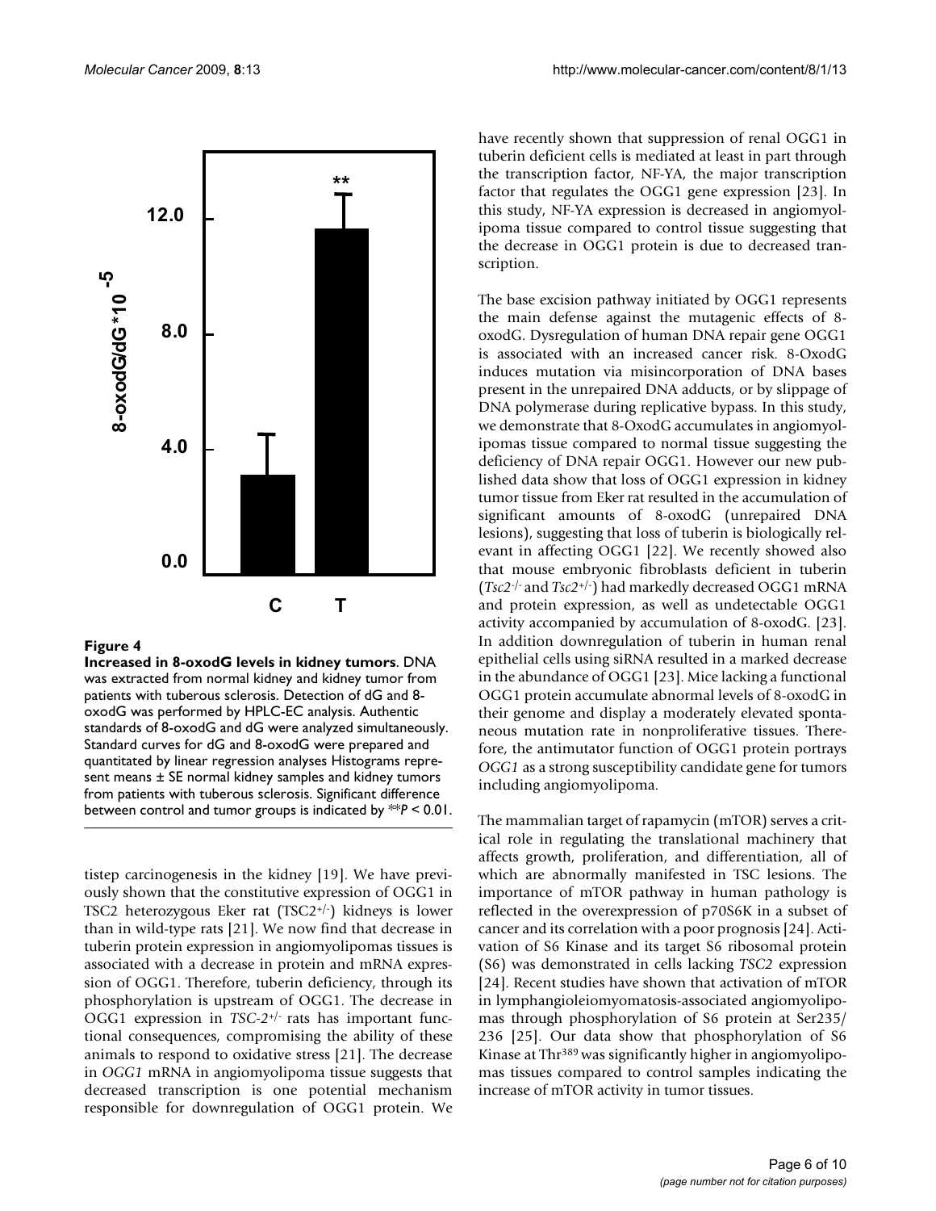**Figure 4**

**Increased in 8-oxodG levels in kidney tumors**. DNA was extracted from normal kidney and kidney tumor from patients with tuberous sclerosis. Detection of dG and 8-oxodG was performed by HPLC-EC analysis. Authentic standards of 8-oxodG and dG were analyzed simultaneously. Standard curves for dG and 8-oxodG were prepared and quantitated by linear regression analyses Histograms represent means ± SE normal kidney samples and kidney tumors from patients with tuberous sclerosis. Significant difference between control and tumor groups is indicated by ***P* < 0.01.

tistep carcinogenesis in the kidney [19]. We have previously shown that the constitutive expression of OGG1 in TSC2 heterozygous Eker rat (TSC2[+/-]) kidneys is lower than in wild-type rats [21]. We now find that decrease in tuberin protein expression in angiomyolipomas tissues is associated with a decrease in protein and mRNA expression of OGG1. Therefore, tuberin deficiency, through its phosphorylation is upstream of OGG1. The decrease in OGG1 expression in *TSC-2[+/-]* rats has important functional consequences, compromising the ability of these animals to respond to oxidative stress [21]. The decrease in *OGG1* mRNA in angiomyolipoma tissue suggests that decreased transcription is one potential mechanism responsible for downregulation of OGG1 protein. We have recently shown that suppression of renal OGG1 in tuberin deficient cells is mediated at least in part through the transcription factor, NF-YA, the major transcription factor that regulates the OGG1 gene expression [23]. In this study, NF-YA expression is decreased in angiomyolipoma tissue compared to control tissue suggesting that the decrease in OGG1 protein is due to decreased transcription.

The base excision pathway initiated by OGG1 represents the main defense against the mutagenic effects of 8-oxodG. Dysregulation of human DNA repair gene OGG1 is associated with an increased cancer risk. 8-OxodG induces mutation via misincorporation of DNA bases present in the unrepaired DNA adducts, or by slippage of DNA polymerase during replicative bypass. In this study, we demonstrate that 8-OxodG accumulates in angiomyolipomas tissue compared to normal tissue suggesting the deficiency of DNA repair OGG1. However our new published data show that loss of OGG1 expression in kidney tumor tissue from Eker rat resulted in the accumulation of significant amounts of 8-oxodG (unrepaired DNA lesions), suggesting that loss of tuberin is biologically relevant in affecting OGG1 [22]. We recently showed also that mouse embryonic fibroblasts deficient in tuberin (*Tsc2[-/-]* and *Tsc2[+/-]*) had markedly decreased OGG1 mRNA and protein expression, as well as undetectable OGG1 activity accompanied by accumulation of 8-oxodG. [23]. In addition downregulation of tuberin in human renal epithelial cells using siRNA resulted in a marked decrease in the abundance of OGG1 [23]. Mice lacking a functional OGG1 protein accumulate abnormal levels of 8-oxodG in their genome and display a moderately elevated spontaneous mutation rate in nonproliferative tissues. Therefore, the antimutator function of OGG1 protein portrays *OGG1* as a strong susceptibility candidate gene for tumors including angiomyolipoma.

The mammalian target of rapamycin (mTOR) serves a critical role in regulating the translational machinery that affects growth, proliferation, and differentiation, all of which are abnormally manifested in TSC lesions. The importance of mTOR pathway in human pathology is reflected in the overexpression of p70S6K in a subset of cancer and its correlation with a poor prognosis [24]. Activation of S6 Kinase and its target S6 ribosomal protein (S6) was demonstrated in cells lacking *TSC2* expression [24]. Recent studies have shown that activation of mTOR in lymphangioleiomyomatosis-associated angiomyolipomas through phosphorylation of S6 protein at Ser235/236 [25]. Our data show that phosphorylation of S6 Kinase at Thr[389] was significantly higher in angiomyolipomas tissues compared to control samples indicating the increase of mTOR activity in tumor tissues.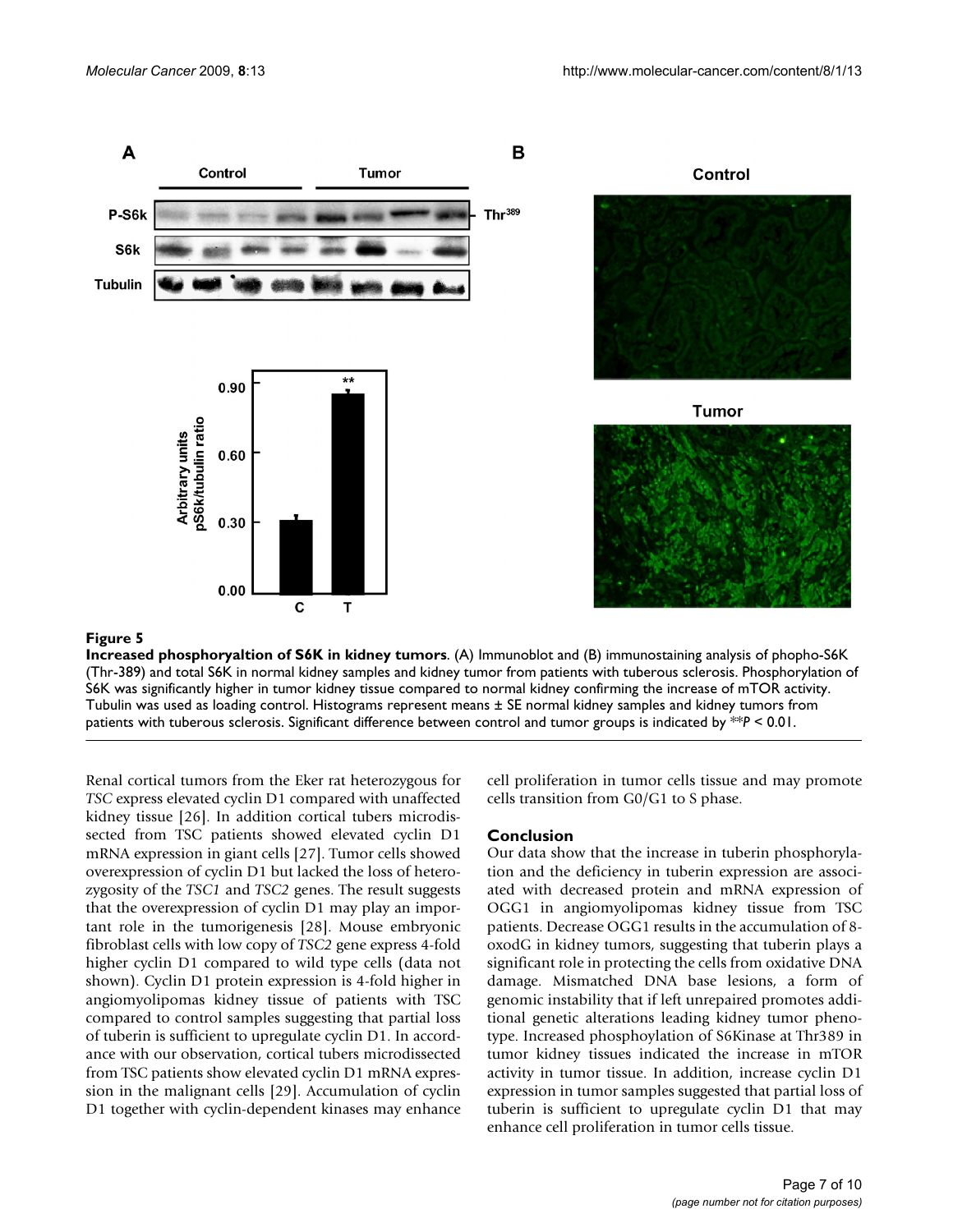**Figure 5**

**Increased phosphoryaltion of S6K in kidney tumors**. (A) Immunoblot and (B) immunostaining analysis of phopho-S6K (Thr-389) and total S6K in normal kidney samples and kidney tumor from patients with tuberous sclerosis. Phosphorylation of S6K was significantly higher in tumor kidney tissue compared to normal kidney confirming the increase of mTOR activity. Tubulin was used as loading control. Histograms represent means ± SE normal kidney samples and kidney tumors from patients with tuberous sclerosis. Significant difference between control and tumor groups is indicated by ***P* < 0.01.

Renal cortical tumors from the Eker rat heterozygous for *TSC* express elevated cyclin D1 compared with unaffected kidney tissue [26]. In addition cortical tubers microdissected from TSC patients showed elevated cyclin D1 mRNA expression in giant cells [27]. Tumor cells showed overexpression of cyclin D1 but lacked the loss of heterozygosity of the *TSC1* and *TSC2* genes. The result suggests that the overexpression of cyclin D1 may play an important role in the tumorigenesis [28]. Mouse embryonic fibroblast cells with low copy of *TSC2* gene express 4-fold higher cyclin D1 compared to wild type cells (data not shown). Cyclin D1 protein expression is 4-fold higher in angiomyolipomas kidney tissue of patients with TSC compared to control samples suggesting that partial loss of tuberin is sufficient to upregulate cyclin D1. In accordance with our observation, cortical tubers microdissected from TSC patients show elevated cyclin D1 mRNA expression in the malignant cells [29]. Accumulation of cyclin D1 together with cyclin-dependent kinases may enhance cell proliferation in tumor cells tissue and may promote cells transition from G0/G1 to S phase.

## Conclusion

Our data show that the increase in tuberin phosphorylation and the deficiency in tuberin expression are associated with decreased protein and mRNA expression of OGG1 in angiomyolipomas kidney tissue from TSC patients. Decrease OGG1 results in the accumulation of 8-oxodG in kidney tumors, suggesting that tuberin plays a significant role in protecting the cells from oxidative DNA damage. Mismatched DNA base lesions, a form of genomic instability that if left unrepaired promotes additional genetic alterations leading kidney tumor phenotype. Increased phosphoylation of S6Kinase at Thr389 in tumor kidney tissues indicated the increase in mTOR activity in tumor tissue. In addition, increase cyclin D1 expression in tumor samples suggested that partial loss of tuberin is sufficient to upregulate cyclin D1 that may enhance cell proliferation in tumor cells tissue.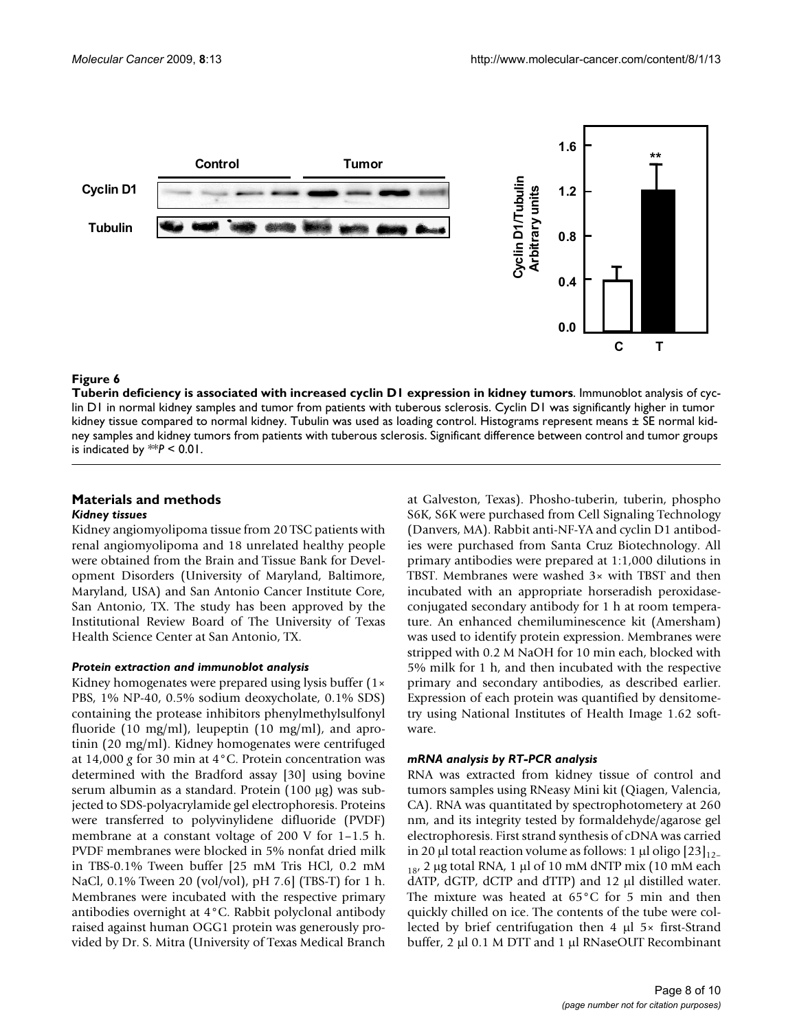**Figure 6**

**Tuberin deficiency is associated with increased cyclin D1 expression in kidney tumors**. Immunoblot analysis of cyclin D1 in normal kidney samples and tumor from patients with tuberous sclerosis. Cyclin D1 was significantly higher in tumor kidney tissue compared to normal kidney. Tubulin was used as loading control. Histograms represent means ± SE normal kidney samples and kidney tumors from patients with tuberous sclerosis. Significant difference between control and tumor groups is indicated by $^{**}P < 0.01$.

## Materials and methods

### *Kidney tissues*

Kidney angiomyolipoma tissue from 20 TSC patients with renal angiomyolipoma and 18 unrelated healthy people were obtained from the Brain and Tissue Bank for Development Disorders (University of Maryland, Baltimore, Maryland, USA) and San Antonio Cancer Institute Core, San Antonio, TX. The study has been approved by the Institutional Review Board of The University of Texas Health Science Center at San Antonio, TX.

### *Protein extraction and immunoblot analysis*

Kidney homogenates were prepared using lysis buffer (1× PBS, 1% NP-40, 0.5% sodium deoxycholate, 0.1% SDS) containing the protease inhibitors phenylmethylsulfonyl fluoride (10 mg/ml), leupeptin (10 mg/ml), and aprotinin (20 mg/ml). Kidney homogenates were centrifuged at 14,000 *g* for 30 min at 4°C. Protein concentration was determined with the Bradford assay [30] using bovine serum albumin as a standard. Protein (100 μg) was subjected to SDS-polyacrylamide gel electrophoresis. Proteins were transferred to polyvinylidene difluoride (PVDF) membrane at a constant voltage of 200 V for 1–1.5 h. PVDF membranes were blocked in 5% nonfat dried milk in TBS-0.1% Tween buffer [25 mM Tris HCl, 0.2 mM NaCl, 0.1% Tween 20 (vol/vol), pH 7.6] (TBS-T) for 1 h. Membranes were incubated with the respective primary antibodies overnight at 4°C. Rabbit polyclonal antibody raised against human OGG1 protein was generously provided by Dr. S. Mitra (University of Texas Medical Branch at Galveston, Texas). Phosho-tuberin, tuberin, phospho S6K, S6K were purchased from Cell Signaling Technology (Danvers, MA). Rabbit anti-NF-YA and cyclin D1 antibodies were purchased from Santa Cruz Biotechnology. All primary antibodies were prepared at 1:1,000 dilutions in TBST. Membranes were washed 3× with TBST and then incubated with an appropriate horseradish peroxidase-conjugated secondary antibody for 1 h at room temperature. An enhanced chemiluminescence kit (Amersham) was used to identify protein expression. Membranes were stripped with 0.2 M NaOH for 10 min each, blocked with 5% milk for 1 h, and then incubated with the respective primary and secondary antibodies, as described earlier. Expression of each protein was quantified by densitometry using National Institutes of Health Image 1.62 software.

### *mRNA analysis by RT-PCR analysis*

RNA was extracted from kidney tissue of control and tumors samples using RNeasy Mini kit (Qiagen, Valencia, CA). RNA was quantitated by spectrophotometery at 260 nm, and its integrity tested by formaldehyde/agarose gel electrophoresis. First strand synthesis of cDNA was carried in 20 μl total reaction volume as follows: 1 μl oligo $[23]_{12-18}$, 2 μg total RNA, 1 μl of 10 mM dNTP mix (10 mM each dATP, dGTP, dCTP and dTTP) and 12 μl distilled water. The mixture was heated at 65°C for 5 min and then quickly chilled on ice. The contents of the tube were collected by brief centrifugation then 4 μl 5× first-Strand buffer, 2 μl 0.1 M DTT and 1 μl RNaseOUT Recombinant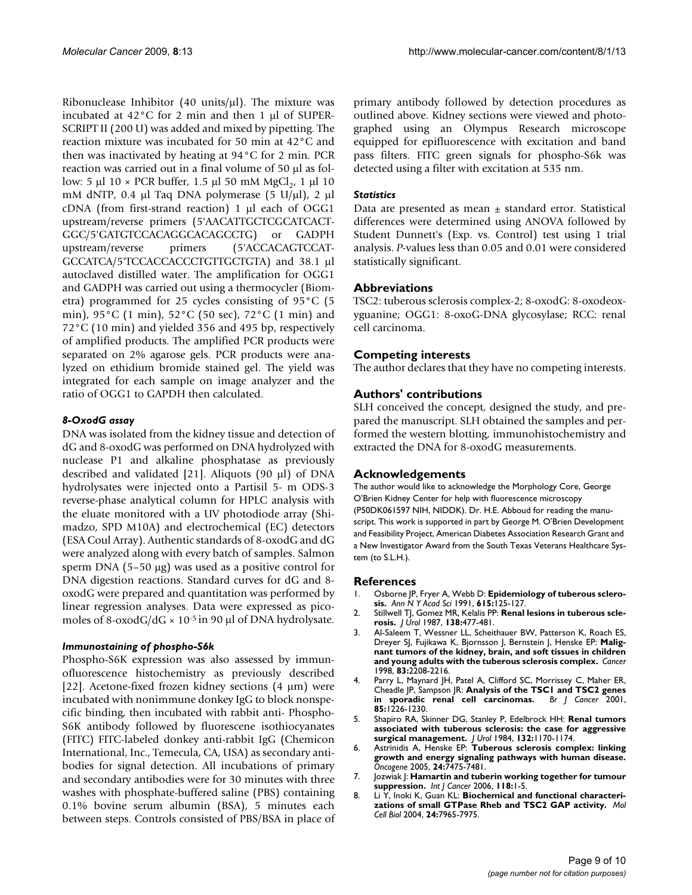Ribonuclease Inhibitor (40 units/μl). The mixture was incubated at 42°C for 2 min and then 1 μl of SUPER-SCRIPT II (200 U) was added and mixed by pipetting. The reaction mixture was incubated for 50 min at 42°C and then was inactivated by heating at 94°C for 2 min. PCR reaction was carried out in a final volume of 50 μl as follow: 5 μl 10 × PCR buffer, 1.5 μl 50 mM $MgCl_2$, 1 μl 10 mM dNTP, 0.4 μl Taq DNA polymerase (5 U/μl), 2 μl cDNA (from first-strand reaction) 1 μl each of OGG1 upstream/reverse primers (5'AACATTGCTCGCATCACT-GGC/5'GATGTCCACAGGCACAGCCTG) or GADPH upstream/reverse primers (5'ACCACAGTCCAT-GCCATCA/5'TCCACCACCCTGTTGCTGTA) and 38.1 μl autoclaved distilled water. The amplification for OGG1 and GADPH was carried out using a thermocycler (Biometra) programmed for 25 cycles consisting of 95°C (5 min), 95°C (1 min), 52°C (50 sec), 72°C (1 min) and 72°C (10 min) and yielded 356 and 495 bp, respectively of amplified products. The amplified PCR products were separated on 2% agarose gels. PCR products were analyzed on ethidium bromide stained gel. The yield was integrated for each sample on image analyzer and the ratio of OGG1 to GAPDH then calculated.

### *8-OxodG assay*

DNA was isolated from the kidney tissue and detection of dG and 8-oxodG was performed on DNA hydrolyzed with nuclease P1 and alkaline phosphatase as previously described and validated [21]. Aliquots (90 μl) of DNA hydrolysates were injected onto a Partisil 5- m ODS-3 reverse-phase analytical column for HPLC analysis with the eluate monitored with a UV photodiode array (Shimadzo, SPD M10A) and electrochemical (EC) detectors (ESA Coul Array). Authentic standards of 8-oxodG and dG were analyzed along with every batch of samples. Salmon sperm DNA (5–50 μg) was used as a positive control for DNA digestion reactions. Standard curves for dG and 8-oxodG were prepared and quantitation was performed by linear regression analyses. Data were expressed as picomoles of 8-oxodG/dG × $10^{-5}$ in 90 μl of DNA hydrolysate.

### *Immunostaining of phospho-S6k*

Phospho-S6K expression was also assessed by immunofluorescence histochemistry as previously described [22]. Acetone-fixed frozen kidney sections (4 μm) were incubated with nonimmune donkey IgG to block nonspecific binding, then incubated with rabbit anti- Phospho-S6K antibody followed by fluorescene isothiocyanates (FITC) FITC-labeled donkey anti-rabbit IgG (Chemicon International, Inc., Temecula, CA, USA) as secondary antibodies for signal detection. All incubations of primary and secondary antibodies were for 30 minutes with three washes with phosphate-buffered saline (PBS) containing 0.1% bovine serum albumin (BSA), 5 minutes each between steps. Controls consisted of PBS/BSA in place of primary antibody followed by detection procedures as outlined above. Kidney sections were viewed and photographed using an Olympus Research microscope equipped for epifluorescence with excitation and band pass filters. FITC green signals for phospho-S6k was detected using a filter with excitation at 535 nm.

### *Statistics*

Data are presented as mean ± standard error. Statistical differences were determined using ANOVA followed by Student Dunnett's (Exp. vs. Control) test using 1 trial analysis. *P*-values less than 0.05 and 0.01 were considered statistically significant.

## Abbreviations

TSC2: tuberous sclerosis complex-2; 8-oxodG: 8-oxodeoxyguanine; OGG1: 8-oxoG-DNA glycosylase; RCC: renal cell carcinoma.

## Competing interests

The author declares that they have no competing interests.

## Authors' contributions

SLH conceived the concept, designed the study, and prepared the manuscript. SLH obtained the samples and performed the western blotting, immunohistochemistry and extracted the DNA for 8-oxodG measurements.

## Acknowledgements

The author would like to acknowledge the Morphology Core, George O'Brien Kidney Center for help with fluorescence microscopy (P50DK061597 NIH, NIDDK). Dr. H.E. Abboud for reading the manuscript. This work is supported in part by George M. O'Brien Development and Feasibility Project, American Diabetes Association Research Grant and a New Investigator Award from the South Texas Veterans Healthcare System (to S.L.H.).

## References

1. Osborne JP, Fryer A, Webb D: **Epidemiology of tuberous sclerosis.** *Ann N Y Acad Sci* 1991, **615:**125-127.
2. Stillwell TJ, Gomez MR, Kelalis PP: **Renal lesions in tuberous sclerosis.** *J Urol* 1987, **138:**477-481.
3. Al-Saleem T, Wessner LL, Scheithauer BW, Patterson K, Roach ES, Dreyer SJ, Fujikawa K, Bjornsson J, Bernstein J, Henske EP: **Malignant tumors of the kidney, brain, and soft tissues in children and young adults with the tuberous sclerosis complex.** *Cancer* 1998, **83:**2208-2216.
4. Parry L, Maynard JH, Patel A, Clifford SC, Morrissey C, Maher ER, Cheadle JP, Sampson JR: **Analysis of the TSC1 and TSC2 genes in sporadic renal cell carcinomas.** *Br J Cancer* 2001, **85:**1226-1230.
5. Shapiro RA, Skinner DG, Stanley P, Edelbrock HH: **Renal tumors associated with tuberous sclerosis: the case for aggressive surgical management.** *J Urol* 1984, **132:**1170-1174.
6. Astrinidis A, Henske EP: **Tuberous sclerosis complex: linking growth and energy signaling pathways with human disease.** *Oncogene* 2005, **24:**7475-7481.
7. Jozwiak J: **Hamartin and tuberin working together for tumour suppression.** *Int J Cancer* 2006, **118:**1-5.
8. Li Y, Inoki K, Guan KL: **Biochemical and functional characterizations of small GTPase Rheb and TSC2 GAP activity.** *Mol Cell Biol* 2004, **24:**7965-7975.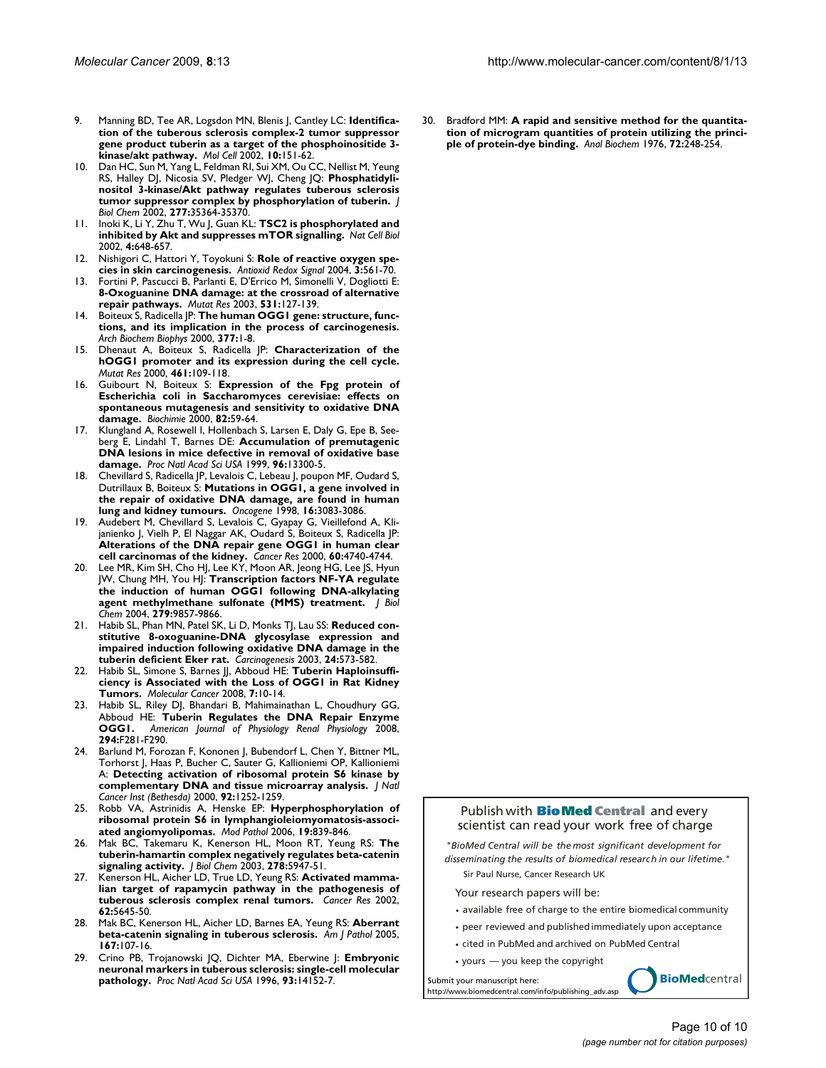9. Manning BD, Tee AR, Logsdon MN, Blenis J, Cantley LC: **Identification of the tuberous sclerosis complex-2 tumor suppressor gene product tuberin as a target of the phosphoinositide 3-kinase/akt pathway.** *Mol Cell* 2002, **10:**151-62.
10. Dan HC, Sun M, Yang L, Feldman RI, Sui XM, Ou CC, Nellist M, Yeung RS, Halley DJ, Nicosia SV, Pledger WJ, Cheng JQ: **Phosphatidylinositol 3-kinase/Akt pathway regulates tuberous sclerosis tumor suppressor complex by phosphorylation of tuberin.** *J Biol Chem* 2002, **277:**35364-35370.
11. Inoki K, Li Y, Zhu T, Wu J, Guan KL: **TSC2 is phosphorylated and inhibited by Akt and suppresses mTOR signalling.** *Nat Cell Biol* 2002, **4:**648-657.
12. Nishigori C, Hattori Y, Toyokuni S: **Role of reactive oxygen species in skin carcinogenesis.** *Antioxid Redox Signal* 2004, **3:**561-70.
13. Fortini P, Pascucci B, Parlanti E, D'Errico M, Simonelli V, Dogliotti E: **8-Oxoguanine DNA damage: at the crossroad of alternative repair pathways.** *Mutat Res* 2003, **531:**127-139.
14. Boiteux S, Radicella JP: **The human OGG1 gene: structure, functions, and its implication in the process of carcinogenesis.** *Arch Biochem Biophys* 2000, **377:**1-8.
15. Dhenaut A, Boiteux S, Radicella JP: **Characterization of the hOGG1 promoter and its expression during the cell cycle.** *Mutat Res* 2000, **461:**109-118.
16. Guibourt N, Boiteux S: **Expression of the Fpg protein of Escherichia coli in Saccharomyces cerevisiae: effects on spontaneous mutagenesis and sensitivity to oxidative DNA damage.** *Biochimie* 2000, **82:**59-64.
17. Klungland A, Rosewell I, Hollenbach S, Larsen E, Daly G, Epe B, Seeberg E, Lindahl T, Barnes DE: **Accumulation of premutagenic DNA lesions in mice defective in removal of oxidative base damage.** *Proc Natl Acad Sci USA* 1999, **96:**13300-5.
18. Chevillard S, Radicella JP, Levalois C, Lebeau J, poupon MF, Oudard S, Dutrillaux B, Boiteux S: **Mutations in OGG1, a gene involved in the repair of oxidative DNA damage, are found in human lung and kidney tumours.** *Oncogene* 1998, **16:**3083-3086.
19. Audebert M, Chevillard S, Levalois C, Gyapay G, Vieillefond A, Klijanienko J, Vielh P, El Naggar AK, Oudard S, Boiteux S, Radicella JP: **Alterations of the DNA repair gene OGG1 in human clear cell carcinomas of the kidney.** *Cancer Res* 2000, **60:**4740-4744.
20. Lee MR, Kim SH, Cho HJ, Lee KY, Moon AR, Jeong HG, Lee JS, Hyun JW, Chung MH, You HJ: **Transcription factors NF-YA regulate the induction of human OGG1 following DNA-alkylating agent methylmethane sulfonate (MMS) treatment.** *J Biol Chem* 2004, **279:**9857-9866.
21. Habib SL, Phan MN, Patel SK, Li D, Monks TJ, Lau SS: **Reduced constitutive 8-oxoguanine-DNA glycosylase expression and impaired induction following oxidative DNA damage in the tuberin deficient Eker rat.** *Carcinogenesis* 2003, **24:**573-582.
22. Habib SL, Simone S, Barnes JJ, Abboud HE: **Tuberin Haploinsufficiency is Associated with the Loss of OGG1 in Rat Kidney Tumors.** *Molecular Cancer* 2008, **7:**10-14.
23. Habib SL, Riley DJ, Bhandari B, Mahimainathan L, Choudhury GG, Abboud HE: **Tuberin Regulates the DNA Repair Enzyme OGG1.** *American Journal of Physiology Renal Physiology* 2008, **294:**F281-F290.
24. Barlund M, Forozan F, Kononen J, Bubendorf L, Chen Y, Bittner ML, Torhorst J, Haas P, Bucher C, Sauter G, Kallioniemi OP, Kallioniemi A: **Detecting activation of ribosomal protein S6 kinase by complementary DNA and tissue microarray analysis.** *J Natl Cancer Inst (Bethesda)* 2000, **92:**1252-1259.
25. Robb VA, Astrinidis A, Henske EP: **Hyperphosphorylation of ribosomal protein S6 in lymphangioleiomyomatosis-associated angiomyolipomas.** *Mod Pathol* 2006, **19:**839-846.
26. Mak BC, Takemaru K, Kenerson HL, Moon RT, Yeung RS: **The tuberin-hamartin complex negatively regulates beta-catenin signaling activity.** *J Biol Chem* 2003, **278:**5947-51.
27. Kenerson HL, Aicher LD, True LD, Yeung RS: **Activated mammalian target of rapamycin pathway in the pathogenesis of tuberous sclerosis complex renal tumors.** *Cancer Res* 2002, **62:**5645-50.
28. Mak BC, Kenerson HL, Aicher LD, Barnes EA, Yeung RS: **Aberrant beta-catenin signaling in tuberous sclerosis.** *Am J Pathol* 2005, **167:**107-16.
29. Crino PB, Trojanowski JQ, Dichter MA, Eberwine J: **Embryonic neuronal markers in tuberous sclerosis: single-cell molecular pathology.** *Proc Natl Acad Sci USA* 1996, **93:**14152-7.
30. Bradford MM: **A rapid and sensitive method for the quantitation of microgram quantities of protein utilizing the principle of protein-dye binding.** *Anal Biochem* 1976, **72:**248-254.

Publish with **BioMed Central** and every scientist can read your work free of charge

*"BioMed Central will be the most significant development for disseminating the results of biomedical research in our lifetime."*

Sir Paul Nurse, Cancer Research UK

Your research papers will be:

- available free of charge to the entire biomedical community
- peer reviewed and published immediately upon acceptance
- cited in PubMed and archived on PubMed Central
- yours — you keep the copyright

Submit your manuscript here:
http://www.biomedcentral.com/info/publishing_adv.asp

**BioMed**central